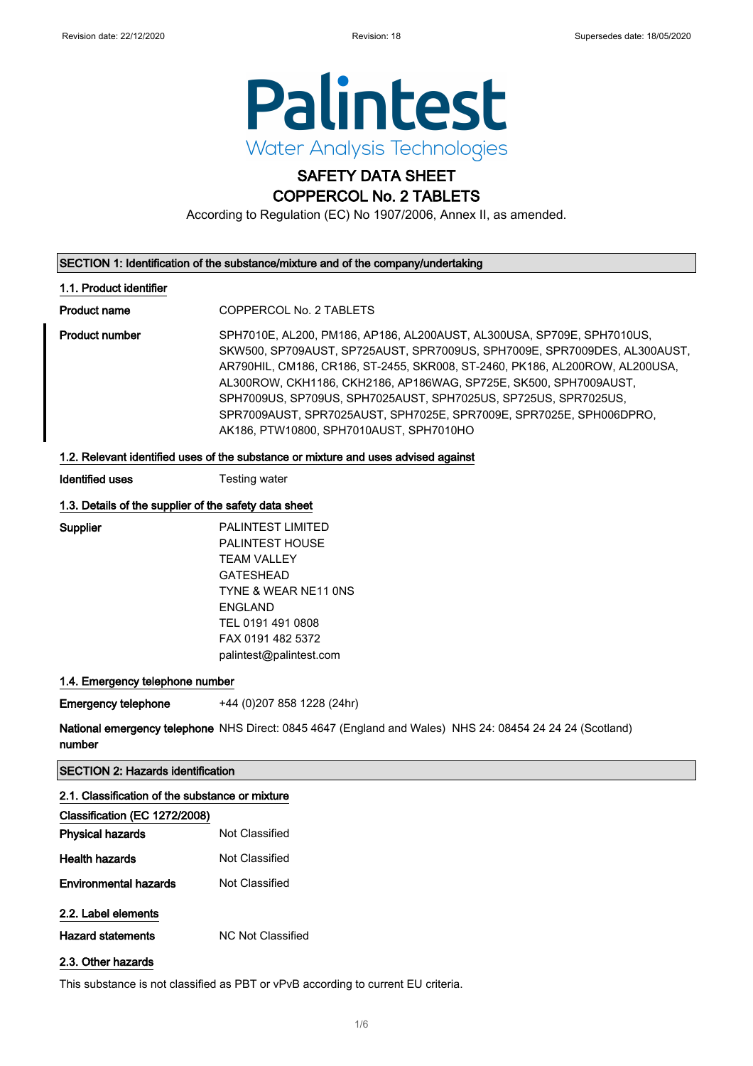Revision date: 22/12/2020 Revision: 18 Supersedes date: 18/05/2020

Palintest
Water Analysis Technologies

# SAFETY DATA SHEET
# COPPERCOL No. 2 TABLETS

According to Regulation (EC) No 1907/2006, Annex II, as amended.

## SECTION 1: Identification of the substance/mixture and of the company/undertaking

### 1.1. Product identifier

**Product name** COPPERCOL No. 2 TABLETS

**Product number** SPH7010E, AL200, PM186, AP186, AL200AUST, AL300USA, SP709E, SPH7010US, SKW500, SP709AUST, SP725AUST, SPR7009US, SPH7009E, SPR7009DES, AL300AUST, AR790HIL, CM186, CR186, ST-2455, SKR008, ST-2460, PK186, AL200ROW, AL200USA, AL300ROW, CKH1186, CKH2186, AP186WAG, SP725E, SK500, SPH7009AUST, SPH7009US, SP709US, SPH7025AUST, SPH7025US, SP725US, SPR7025US, SPR7009AUST, SPR7025AUST, SPH7025E, SPR7009E, SPR7025E, SPH006DPRO, AK186, PTW10800, SPH7010AUST, SPH7010HO

### 1.2. Relevant identified uses of the substance or mixture and uses advised against

**Identified uses** Testing water

### 1.3. Details of the supplier of the safety data sheet

**Supplier**
PALINTEST LIMITED
PALINTEST HOUSE
TEAM VALLEY
GATESHEAD
TYNE & WEAR NE11 0NS
ENGLAND
TEL 0191 491 0808
FAX 0191 482 5372
palintest@palintest.com

### 1.4. Emergency telephone number

**Emergency telephone** +44 (0)207 858 1228 (24hr)

**National emergency telephone number** NHS Direct: 0845 4647 (England and Wales) NHS 24: 08454 24 24 24 (Scotland)

## SECTION 2: Hazards identification

### 2.1. Classification of the substance or mixture

**Classification (EC 1272/2008)**

**Physical hazards** Not Classified

**Health hazards** Not Classified

**Environmental hazards** Not Classified

### 2.2. Label elements

**Hazard statements** NC Not Classified

### 2.3. Other hazards

This substance is not classified as PBT or vPvB according to current EU criteria.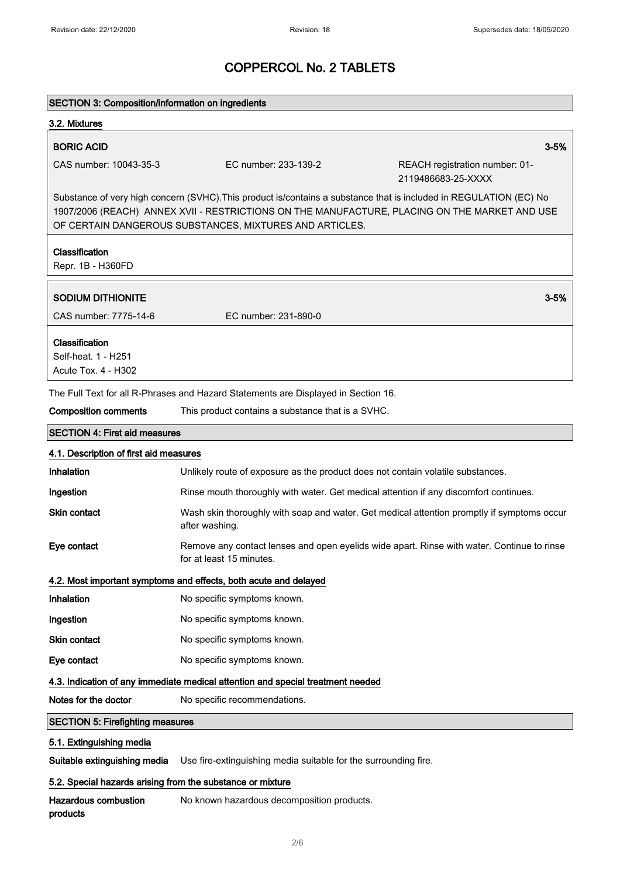# COPPERCOL No. 2 TABLETS

## SECTION 3: Composition/information on ingredients

### 3.2. Mixtures

**BORIC ACID** 3-5%

CAS number: 10043-35-3 EC number: 233-139-2 REACH registration number: 01-2119486683-25-XXXX

Substance of very high concern (SVHC).This product is/contains a substance that is included in REGULATION (EC) No 1907/2006 (REACH) ANNEX XVII - RESTRICTIONS ON THE MANUFACTURE, PLACING ON THE MARKET AND USE OF CERTAIN DANGEROUS SUBSTANCES, MIXTURES AND ARTICLES.

**Classification**

Repr. 1B - H360FD

**SODIUM DITHIONITE** 3-5%

CAS number: 7775-14-6 EC number: 231-890-0

**Classification**

Self-heat. 1 - H251
Acute Tox. 4 - H302

The Full Text for all R-Phrases and Hazard Statements are Displayed in Section 16.

**Composition comments** This product contains a substance that is a SVHC.

## SECTION 4: First aid measures

### 4.1. Description of first aid measures

**Inhalation** Unlikely route of exposure as the product does not contain volatile substances.

**Ingestion** Rinse mouth thoroughly with water. Get medical attention if any discomfort continues.

**Skin contact** Wash skin thoroughly with soap and water. Get medical attention promptly if symptoms occur after washing.

**Eye contact** Remove any contact lenses and open eyelids wide apart. Rinse with water. Continue to rinse for at least 15 minutes.

### 4.2. Most important symptoms and effects, both acute and delayed

**Inhalation** No specific symptoms known.

**Ingestion** No specific symptoms known.

**Skin contact** No specific symptoms known.

**Eye contact** No specific symptoms known.

### 4.3. Indication of any immediate medical attention and special treatment needed

**Notes for the doctor** No specific recommendations.

## SECTION 5: Firefighting measures

### 5.1. Extinguishing media

**Suitable extinguishing media** Use fire-extinguishing media suitable for the surrounding fire.

### 5.2. Special hazards arising from the substance or mixture

**Hazardous combustion products** No known hazardous decomposition products.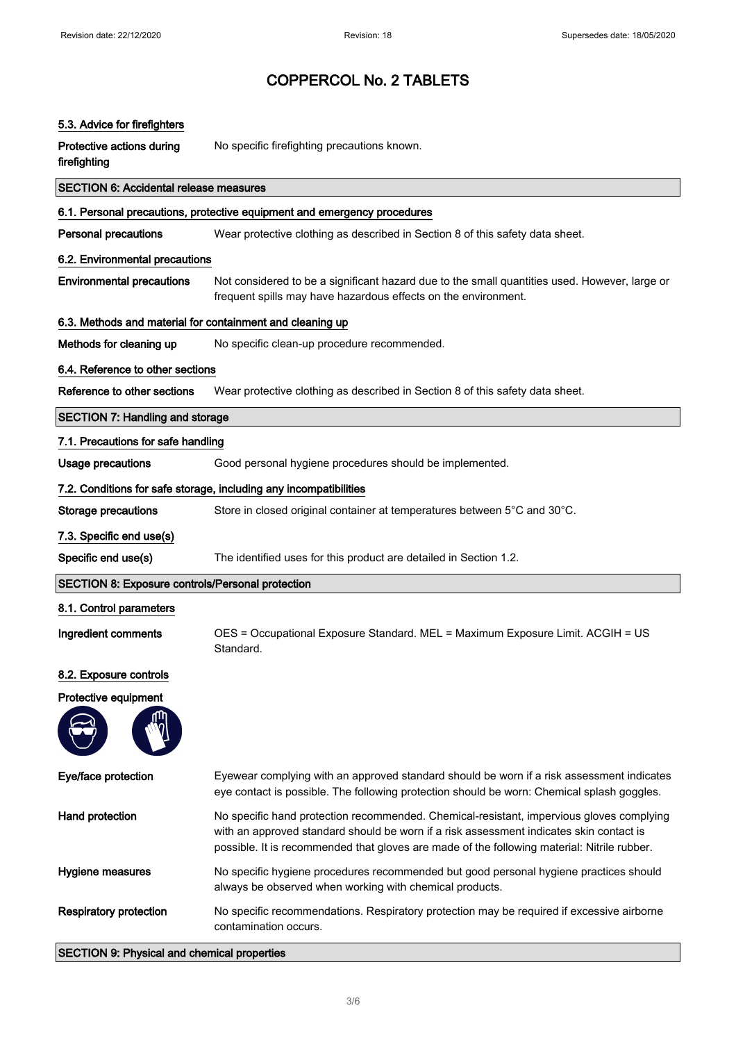# COPPERCOL No. 2 TABLETS

### 5.3. Advice for firefighters

**Protective actions during firefighting** No specific firefighting precautions known.

## SECTION 6: Accidental release measures

### 6.1. Personal precautions, protective equipment and emergency procedures

**Personal precautions** Wear protective clothing as described in Section 8 of this safety data sheet.

### 6.2. Environmental precautions

**Environmental precautions** Not considered to be a significant hazard due to the small quantities used. However, large or frequent spills may have hazardous effects on the environment.

### 6.3. Methods and material for containment and cleaning up

**Methods for cleaning up** No specific clean-up procedure recommended.

### 6.4. Reference to other sections

**Reference to other sections** Wear protective clothing as described in Section 8 of this safety data sheet.

## SECTION 7: Handling and storage

### 7.1. Precautions for safe handling

**Usage precautions** Good personal hygiene procedures should be implemented.

### 7.2. Conditions for safe storage, including any incompatibilities

**Storage precautions** Store in closed original container at temperatures between 5°C and 30°C.

### 7.3. Specific end use(s)

**Specific end use(s)** The identified uses for this product are detailed in Section 1.2.

## SECTION 8: Exposure controls/Personal protection

### 8.1. Control parameters

**Ingredient comments** OES = Occupational Exposure Standard. MEL = Maximum Exposure Limit. ACGIH = US Standard.

### 8.2. Exposure controls

**Protective equipment**

**Eye/face protection** Eyewear complying with an approved standard should be worn if a risk assessment indicates eye contact is possible. The following protection should be worn: Chemical splash goggles.

**Hand protection** No specific hand protection recommended. Chemical-resistant, impervious gloves complying with an approved standard should be worn if a risk assessment indicates skin contact is possible. It is recommended that gloves are made of the following material: Nitrile rubber.

**Hygiene measures** No specific hygiene procedures recommended but good personal hygiene practices should always be observed when working with chemical products.

**Respiratory protection** No specific recommendations. Respiratory protection may be required if excessive airborne contamination occurs.

## SECTION 9: Physical and chemical properties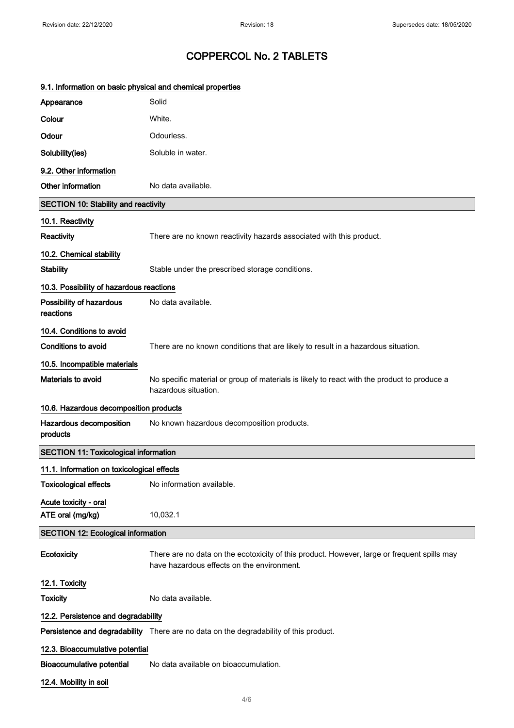# COPPERCOL No. 2 TABLETS

### 9.1. Information on basic physical and chemical properties

| | |
|---|---|
| **Appearance** | Solid |
| **Colour** | White. |
| **Odour** | Odourless. |
| **Solubility(ies)** | Soluble in water. |

### 9.2. Other information

| | |
|---|---|
| **Other information** | No data available. |

## SECTION 10: Stability and reactivity

### 10.1. Reactivity

| | |
|---|---|
| **Reactivity** | There are no known reactivity hazards associated with this product. |

### 10.2. Chemical stability

| | |
|---|---|
| **Stability** | Stable under the prescribed storage conditions. |

### 10.3. Possibility of hazardous reactions

| | |
|---|---|
| **Possibility of hazardous reactions** | No data available. |

### 10.4. Conditions to avoid

| | |
|---|---|
| **Conditions to avoid** | There are no known conditions that are likely to result in a hazardous situation. |

### 10.5. Incompatible materials

| | |
|---|---|
| **Materials to avoid** | No specific material or group of materials is likely to react with the product to produce a hazardous situation. |

### 10.6. Hazardous decomposition products

| | |
|---|---|
| **Hazardous decomposition products** | No known hazardous decomposition products. |

## SECTION 11: Toxicological information

### 11.1. Information on toxicological effects

| | |
|---|---|
| **Toxicological effects** | No information available. |

**Acute toxicity - oral**

| | |
|---|---|
| **ATE oral (mg/kg)** | 10,032.1 |

## SECTION 12: Ecological information

| | |
|---|---|
| **Ecotoxicity** | There are no data on the ecotoxicity of this product. However, large or frequent spills may have hazardous effects on the environment. |

### 12.1. Toxicity

| | |
|---|---|
| **Toxicity** | No data available. |

### 12.2. Persistence and degradability

| | |
|---|---|
| **Persistence and degradability** | There are no data on the degradability of this product. |

### 12.3. Bioaccumulative potential

| | |
|---|---|
| **Bioaccumulative potential** | No data available on bioaccumulation. |

### 12.4. Mobility in soil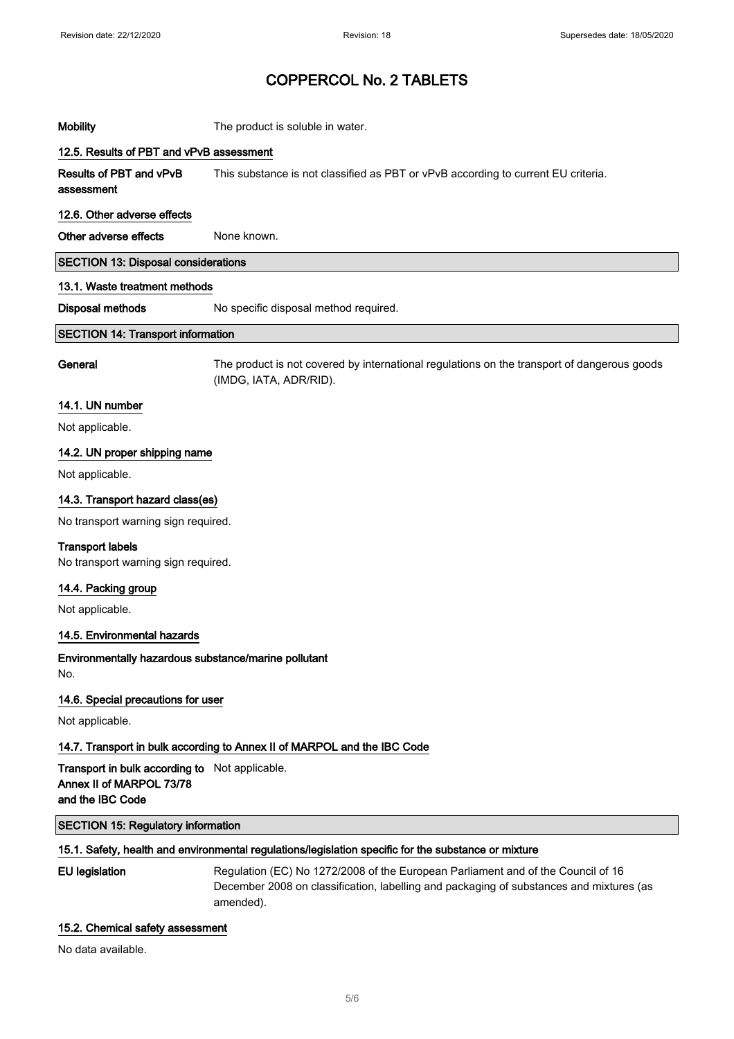**Mobility** The product is soluble in water.

### 12.5. Results of PBT and vPvB assessment

**Results of PBT and vPvB assessment** This substance is not classified as PBT or vPvB according to current EU criteria.

### 12.6. Other adverse effects

**Other adverse effects** None known.

## SECTION 13: Disposal considerations

### 13.1. Waste treatment methods

**Disposal methods** No specific disposal method required.

## SECTION 14: Transport information

**General** The product is not covered by international regulations on the transport of dangerous goods (IMDG, IATA, ADR/RID).

### 14.1. UN number

Not applicable.

### 14.2. UN proper shipping name

Not applicable.

### 14.3. Transport hazard class(es)

No transport warning sign required.

**Transport labels**
No transport warning sign required.

### 14.4. Packing group

Not applicable.

### 14.5. Environmental hazards

**Environmentally hazardous substance/marine pollutant**
No.

### 14.6. Special precautions for user

Not applicable.

### 14.7. Transport in bulk according to Annex II of MARPOL and the IBC Code

**Transport in bulk according to Annex II of MARPOL 73/78 and the IBC Code** Not applicable.

## SECTION 15: Regulatory information

### 15.1. Safety, health and environmental regulations/legislation specific for the substance or mixture

**EU legislation** Regulation (EC) No 1272/2008 of the European Parliament and of the Council of 16 December 2008 on classification, labelling and packaging of substances and mixtures (as amended).

### 15.2. Chemical safety assessment

No data available.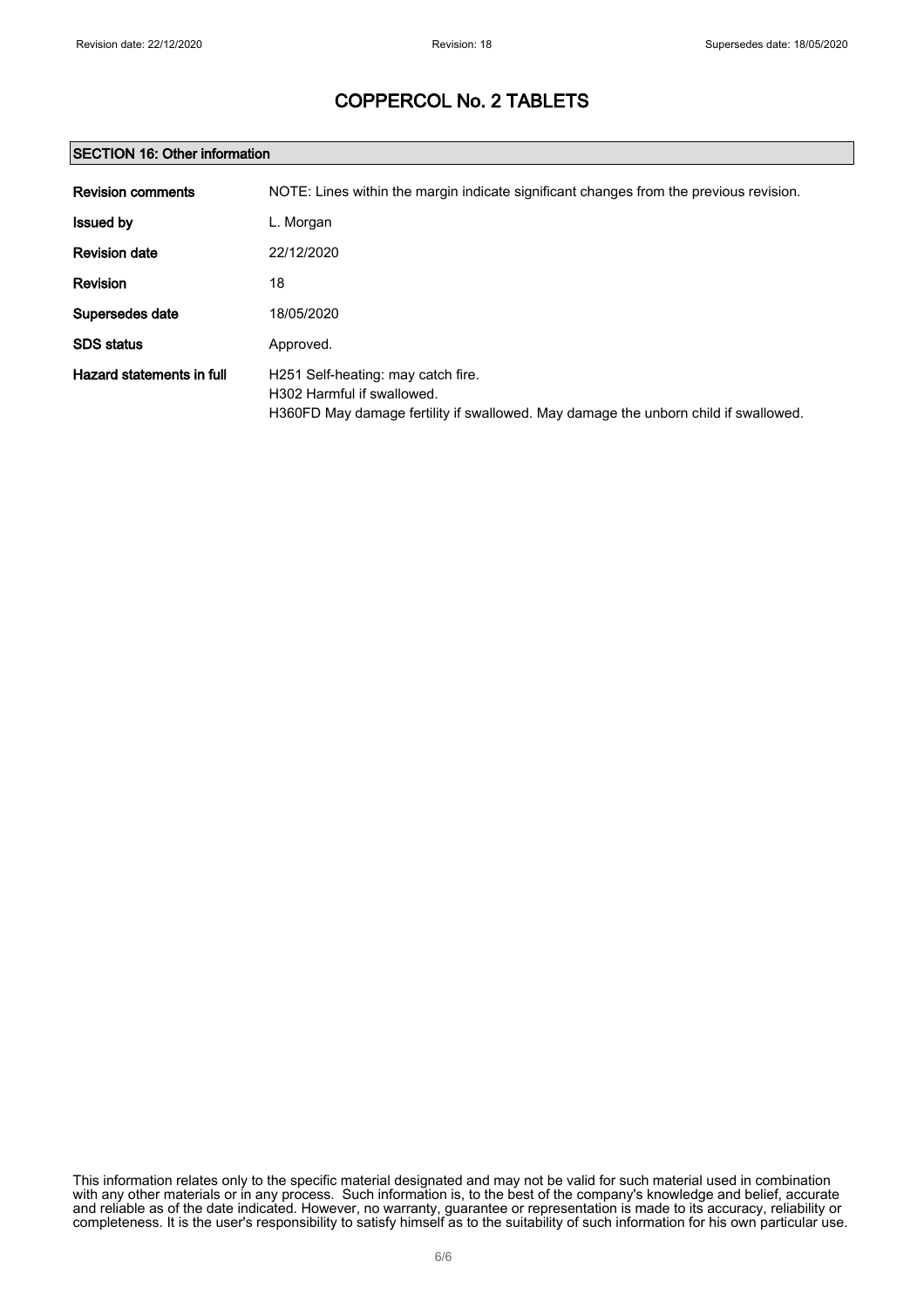# COPPERCOL No. 2 TABLETS

## SECTION 16: Other information

| | |
|---|---|
| **Revision comments** | NOTE: Lines within the margin indicate significant changes from the previous revision. |
| **Issued by** | L. Morgan |
| **Revision date** | 22/12/2020 |
| **Revision** | 18 |
| **Supersedes date** | 18/05/2020 |
| **SDS status** | Approved. |
| **Hazard statements in full** | H251 Self-heating: may catch fire.<br>H302 Harmful if swallowed.<br>H360FD May damage fertility if swallowed. May damage the unborn child if swallowed. |

This information relates only to the specific material designated and may not be valid for such material used in combination with any other materials or in any process. Such information is, to the best of the company's knowledge and belief, accurate and reliable as of the date indicated. However, no warranty, guarantee or representation is made to its accuracy, reliability or completeness. It is the user's responsibility to satisfy himself as to the suitability of such information for his own particular use.